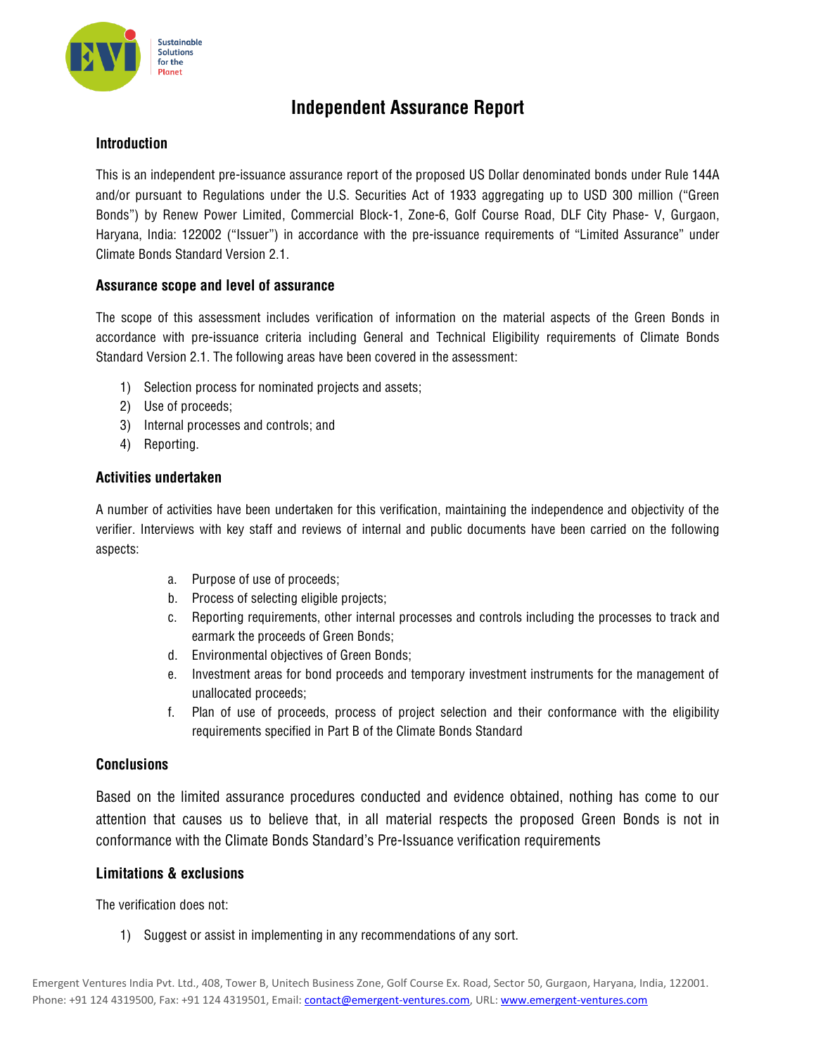# Independent Assurance Report

## Introduction

This is an independent pre-issuance assurance report of the proposed US Dollar denominated bonds under Rule 144A and/or pursuant to Regulations under the U.S. Securities Act of 1933 aggregating up to USD 300 million ("Green Bonds") by Renew Power Limited, Commercial Block-1, Zone-6, Golf Course Road, DLF City Phase- V, Gurgaon, Haryana, India: 122002 ("Issuer") in accordance with the pre-issuance requirements of "Limited Assurance" under Climate Bonds Standard Version 2.1.

## Assurance scope and level of assurance

The scope of this assessment includes verification of information on the material aspects of the Green Bonds in accordance with pre-issuance criteria including General and Technical Eligibility requirements of Climate Bonds Standard Version 2.1. The following areas have been covered in the assessment:

1) Selection process for nominated projects and assets;
2) Use of proceeds;
3) Internal processes and controls; and
4) Reporting.

## Activities undertaken

A number of activities have been undertaken for this verification, maintaining the independence and objectivity of the verifier. Interviews with key staff and reviews of internal and public documents have been carried on the following aspects:

a. Purpose of use of proceeds;
b. Process of selecting eligible projects;
c. Reporting requirements, other internal processes and controls including the processes to track and earmark the proceeds of Green Bonds;
d. Environmental objectives of Green Bonds;
e. Investment areas for bond proceeds and temporary investment instruments for the management of unallocated proceeds;
f. Plan of use of proceeds, process of project selection and their conformance with the eligibility requirements specified in Part B of the Climate Bonds Standard

## Conclusions

Based on the limited assurance procedures conducted and evidence obtained, nothing has come to our attention that causes us to believe that, in all material respects the proposed Green Bonds is not in conformance with the Climate Bonds Standard's Pre-Issuance verification requirements

## Limitations & exclusions

The verification does not:

1) Suggest or assist in implementing in any recommendations of any sort.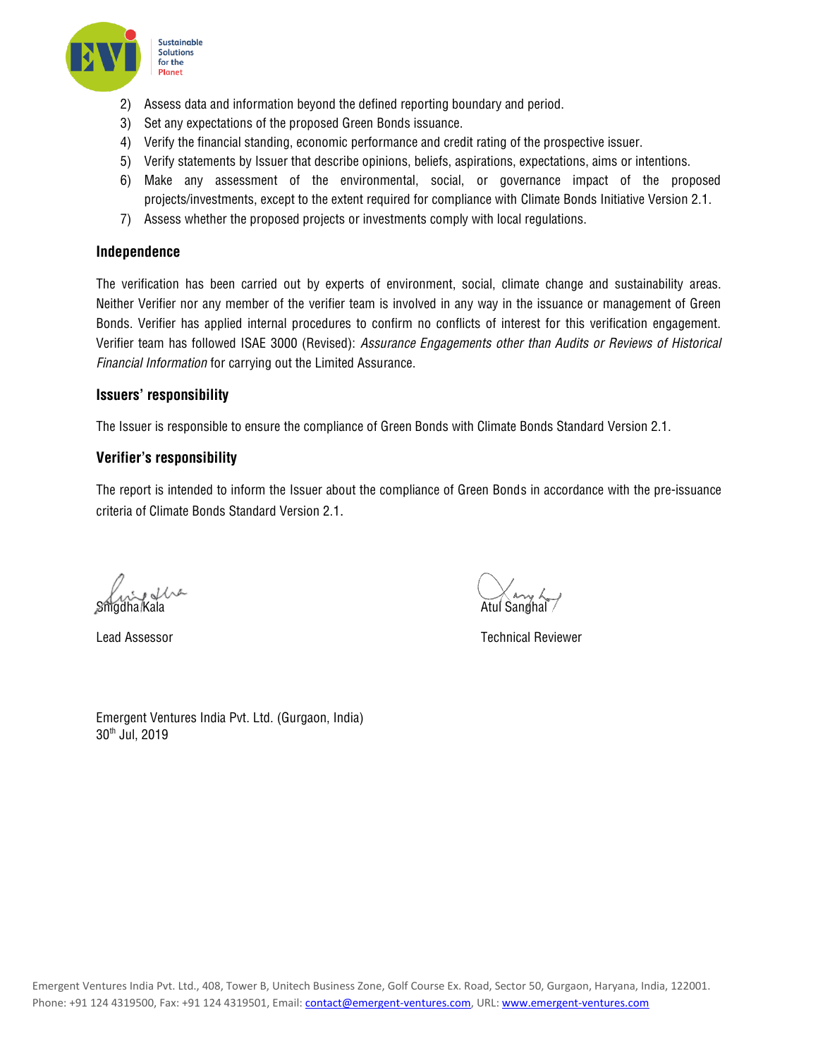2) Assess data and information beyond the defined reporting boundary and period.
3) Set any expectations of the proposed Green Bonds issuance.
4) Verify the financial standing, economic performance and credit rating of the prospective issuer.
5) Verify statements by Issuer that describe opinions, beliefs, aspirations, expectations, aims or intentions.
6) Make any assessment of the environmental, social, or governance impact of the proposed projects/investments, except to the extent required for compliance with Climate Bonds Initiative Version 2.1.
7) Assess whether the proposed projects or investments comply with local regulations.

### Independence

The verification has been carried out by experts of environment, social, climate change and sustainability areas. Neither Verifier nor any member of the verifier team is involved in any way in the issuance or management of Green Bonds. Verifier has applied internal procedures to confirm no conflicts of interest for this verification engagement. Verifier team has followed ISAE 3000 (Revised): *Assurance Engagements other than Audits or Reviews of Historical Financial Information* for carrying out the Limited Assurance.

### Issuers' responsibility

The Issuer is responsible to ensure the compliance of Green Bonds with Climate Bonds Standard Version 2.1.

### Verifier's responsibility

The report is intended to inform the Issuer about the compliance of Green Bonds in accordance with the pre-issuance criteria of Climate Bonds Standard Version 2.1.

Snigdha Kala

Lead Assessor

Atul Sanghal

Technical Reviewer

Emergent Ventures India Pvt. Ltd. (Gurgaon, India)
30th Jul, 2019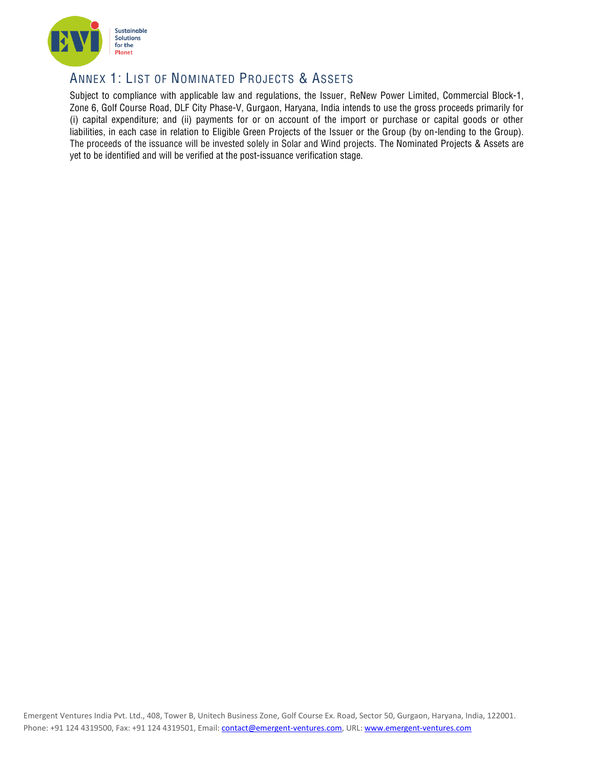## Annex 1: List of Nominated Projects & Assets

Subject to compliance with applicable law and regulations, the Issuer, ReNew Power Limited, Commercial Block-1, Zone 6, Golf Course Road, DLF City Phase-V, Gurgaon, Haryana, India intends to use the gross proceeds primarily for (i) capital expenditure; and (ii) payments for or on account of the import or purchase or capital goods or other liabilities, in each case in relation to Eligible Green Projects of the Issuer or the Group (by on-lending to the Group). The proceeds of the issuance will be invested solely in Solar and Wind projects. The Nominated Projects & Assets are yet to be identified and will be verified at the post-issuance verification stage.